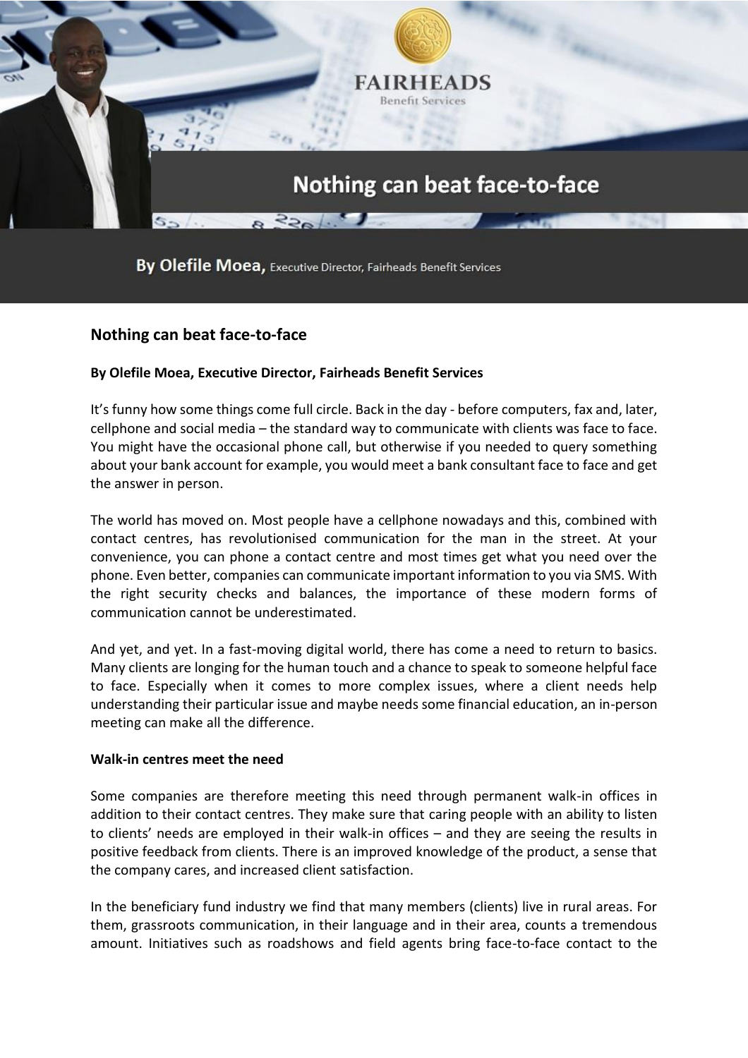# Nothing can beat face-to-face

**By Olefile Moea, Executive Director, Fairheads Benefit Services**

It's funny how some things come full circle. Back in the day - before computers, fax and, later, cellphone and social media – the standard way to communicate with clients was face to face. You might have the occasional phone call, but otherwise if you needed to query something about your bank account for example, you would meet a bank consultant face to face and get the answer in person.

The world has moved on. Most people have a cellphone nowadays and this, combined with contact centres, has revolutionised communication for the man in the street. At your convenience, you can phone a contact centre and most times get what you need over the phone. Even better, companies can communicate important information to you via SMS. With the right security checks and balances, the importance of these modern forms of communication cannot be underestimated.

And yet, and yet. In a fast-moving digital world, there has come a need to return to basics. Many clients are longing for the human touch and a chance to speak to someone helpful face to face. Especially when it comes to more complex issues, where a client needs help understanding their particular issue and maybe needs some financial education, an in-person meeting can make all the difference.

**Walk-in centres meet the need**

Some companies are therefore meeting this need through permanent walk-in offices in addition to their contact centres. They make sure that caring people with an ability to listen to clients' needs are employed in their walk-in offices – and they are seeing the results in positive feedback from clients. There is an improved knowledge of the product, a sense that the company cares, and increased client satisfaction.

In the beneficiary fund industry we find that many members (clients) live in rural areas. For them, grassroots communication, in their language and in their area, counts a tremendous amount. Initiatives such as roadshows and field agents bring face-to-face contact to the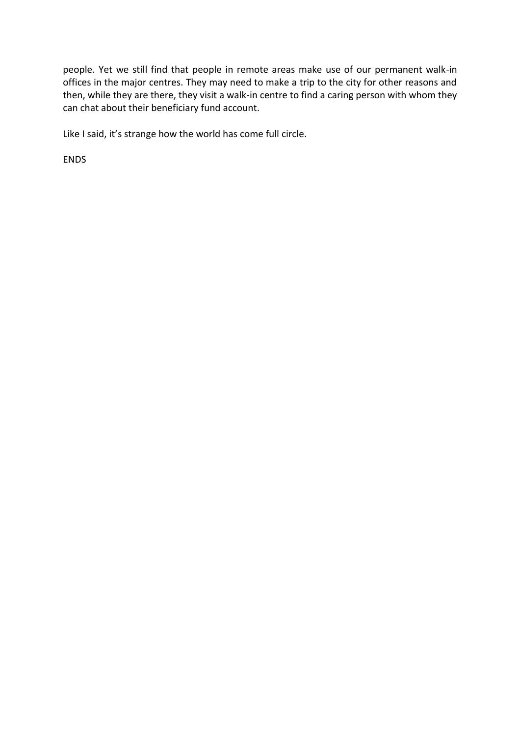people. Yet we still find that people in remote areas make use of our permanent walk-in offices in the major centres. They may need to make a trip to the city for other reasons and then, while they are there, they visit a walk-in centre to find a caring person with whom they can chat about their beneficiary fund account.

Like I said, it's strange how the world has come full circle.

ENDS